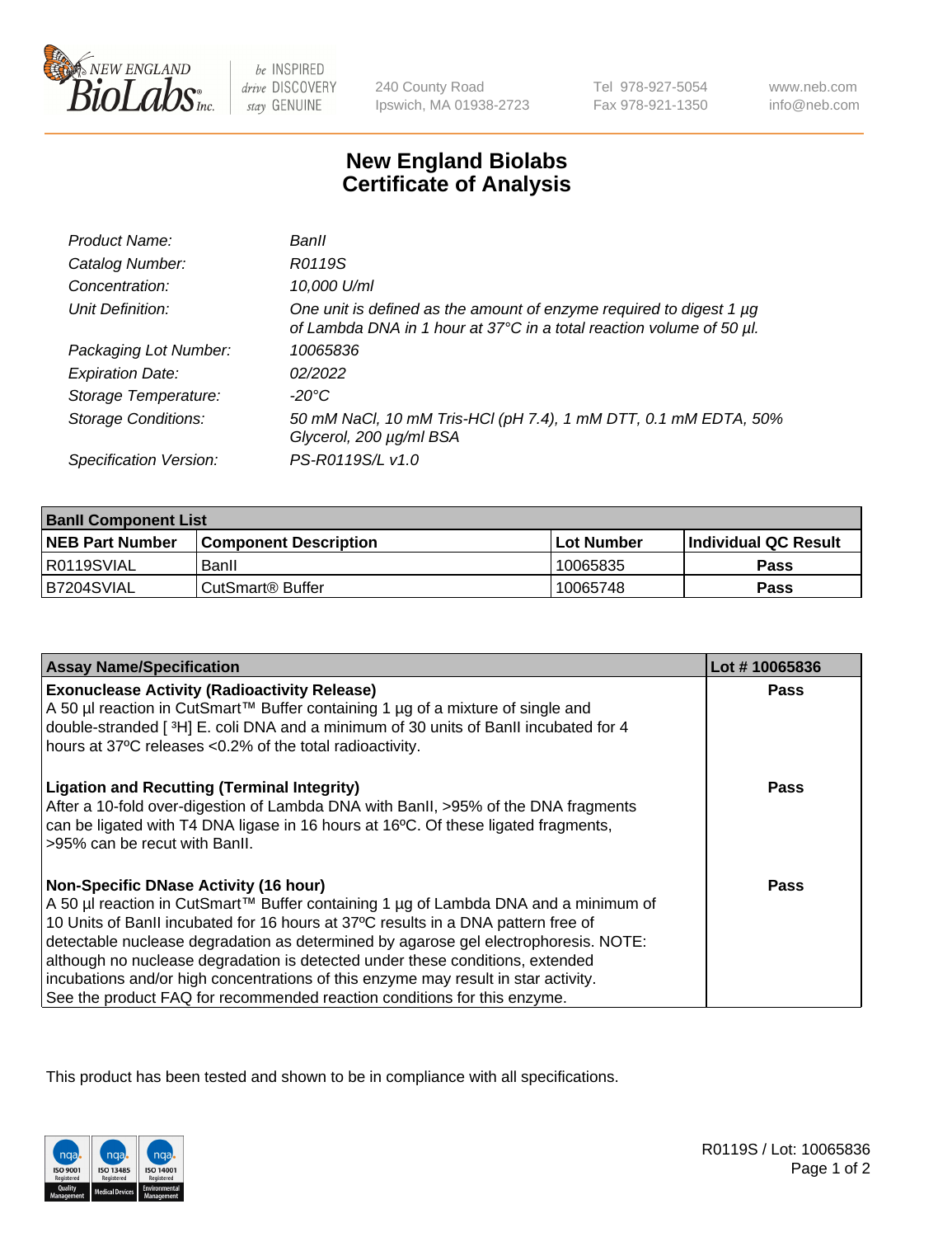240 County Road
Ipswich, MA 01938-2723

Tel 978-927-5054
Fax 978-921-1350

www.neb.com
info@neb.com

# New England Biolabs
# Certificate of Analysis

| | |
|---|---|
| *Product Name:* | *BanII* |
| *Catalog Number:* | *R0119S* |
| *Concentration:* | *10,000 U/ml* |
| *Unit Definition:* | *One unit is defined as the amount of enzyme required to digest 1 µg of Lambda DNA in 1 hour at 37°C in a total reaction volume of 50 µl.* |
| *Packaging Lot Number:* | *10065836* |
| *Expiration Date:* | *02/2022* |
| *Storage Temperature:* | *-20°C* |
| *Storage Conditions:* | *50 mM NaCl, 10 mM Tris-HCl (pH 7.4), 1 mM DTT, 0.1 mM EDTA, 50% Glycerol, 200 µg/ml BSA* |
| *Specification Version:* | *PS-R0119S/L v1.0* |

| **BanII Component List** | | | |
|---|---|---|---|
| **NEB Part Number** | **Component Description** | **Lot Number** | **Individual QC Result** |
| R0119SVIAL | BanII | 10065835 | **Pass** |
| B7204SVIAL | CutSmart® Buffer | 10065748 | **Pass** |

| **Assay Name/Specification** | **Lot # 10065836** |
|---|---|
| **Exonuclease Activity (Radioactivity Release)**<br>A 50 µl reaction in CutSmart™ Buffer containing 1 µg of a mixture of single and double-stranded [ $^3$H] E. coli DNA and a minimum of 30 units of BanII incubated for 4 hours at 37ºC releases <0.2% of the total radioactivity. | **Pass** |
| **Ligation and Recutting (Terminal Integrity)**<br>After a 10-fold over-digestion of Lambda DNA with BanII, >95% of the DNA fragments can be ligated with T4 DNA ligase in 16 hours at 16ºC. Of these ligated fragments, >95% can be recut with BanII. | **Pass** |
| **Non-Specific DNase Activity (16 hour)**<br>A 50 µl reaction in CutSmart™ Buffer containing 1 µg of Lambda DNA and a minimum of 10 Units of BanII incubated for 16 hours at 37ºC results in a DNA pattern free of detectable nuclease degradation as determined by agarose gel electrophoresis. NOTE: although no nuclease degradation is detected under these conditions, extended incubations and/or high concentrations of this enzyme may result in star activity. See the product FAQ for recommended reaction conditions for this enzyme. | **Pass** |

This product has been tested and shown to be in compliance with all specifications.

R0119S / Lot: 10065836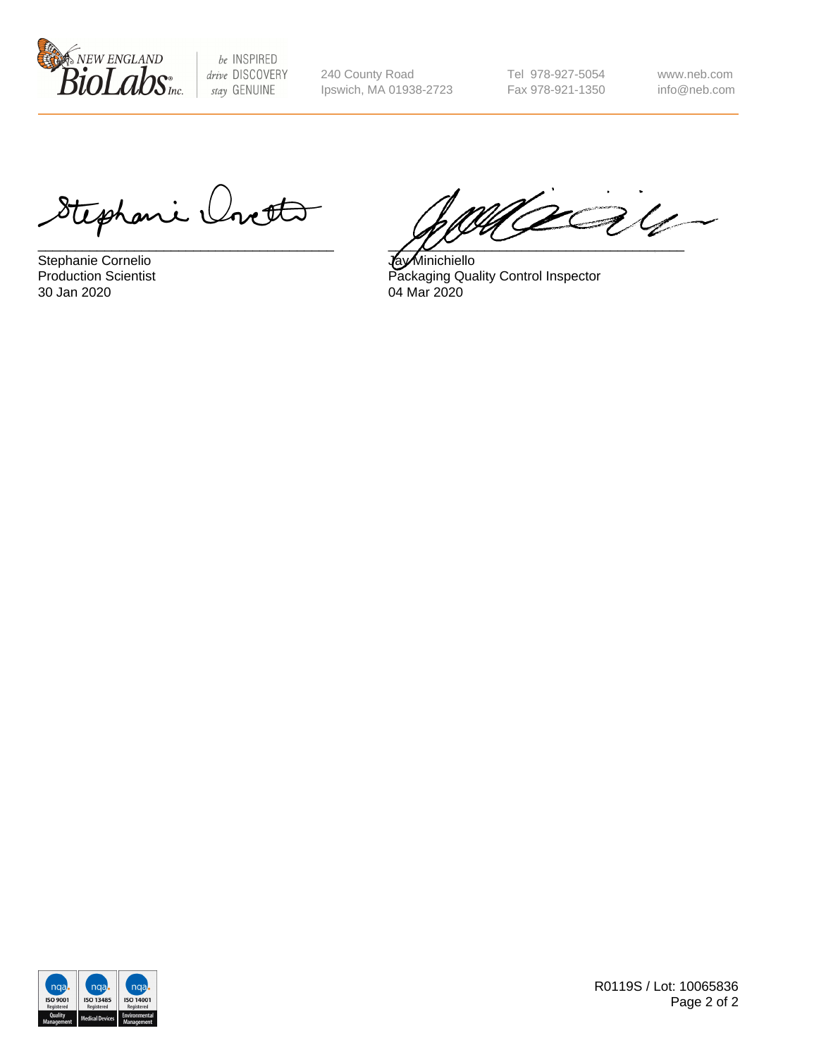Stephanie Cornelio
Production Scientist
30 Jan 2020

Jay Minichiello
Packaging Quality Control Inspector
04 Mar 2020

R0119S / Lot: 10065836